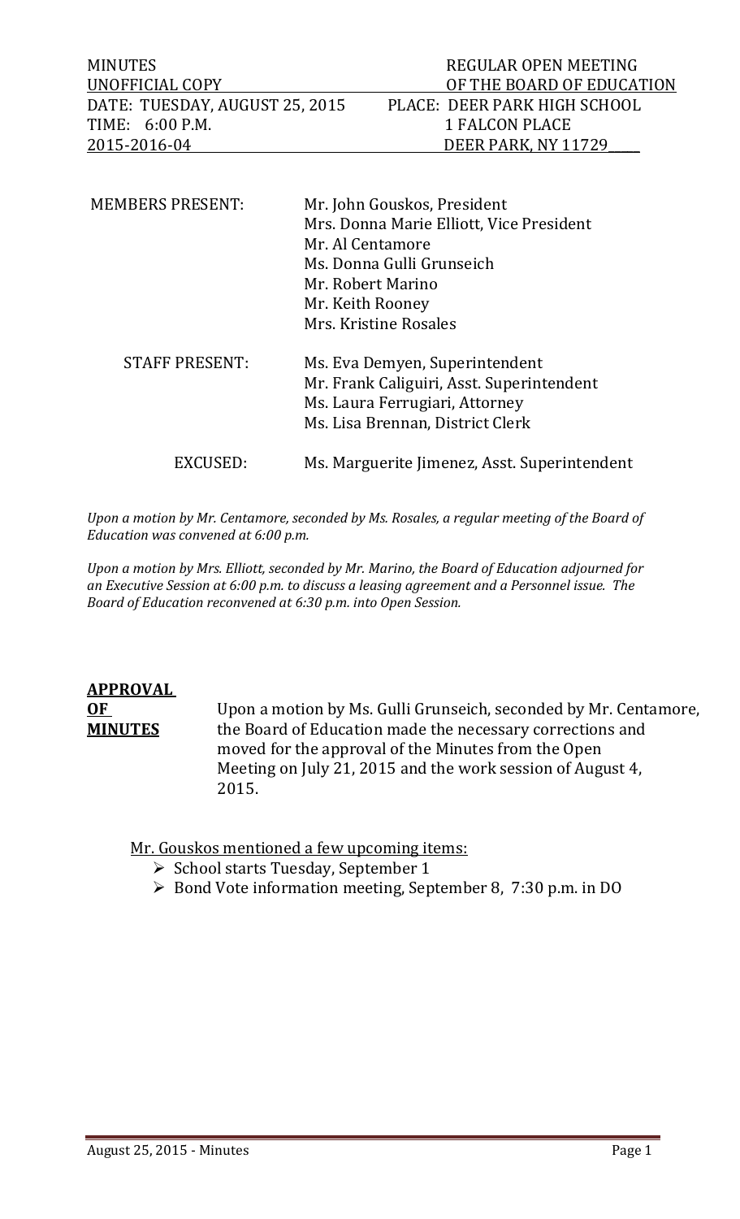| MINUTES | REGULAR OPEN MEETING |
|---|---|
| UNOFFICIAL COPY | OF THE BOARD OF EDUCATION |
| DATE: TUESDAY, AUGUST 25, 2015 | PLACE: DEER PARK HIGH SCHOOL |
| TIME: 6:00 P.M. | 1 FALCON PLACE |
| 2015-2016-04 | DEER PARK, NY 11729 |

| | |
|---|---|
| MEMBERS PRESENT: | Mr. John Gouskos, President<br>Mrs. Donna Marie Elliott, Vice President<br>Mr. Al Centamore<br>Ms. Donna Gulli Grunseich<br>Mr. Robert Marino<br>Mr. Keith Rooney<br>Mrs. Kristine Rosales |
| STAFF PRESENT: | Ms. Eva Demyen, Superintendent<br>Mr. Frank Caliguiri, Asst. Superintendent<br>Ms. Laura Ferrugiari, Attorney<br>Ms. Lisa Brennan, District Clerk |
| EXCUSED: | Ms. Marguerite Jimenez, Asst. Superintendent |

*Upon a motion by Mr. Centamore, seconded by Ms. Rosales, a regular meeting of the Board of Education was convened at 6:00 p.m.*

*Upon a motion by Mrs. Elliott, seconded by Mr. Marino, the Board of Education adjourned for an Executive Session at 6:00 p.m. to discuss a leasing agreement and a Personnel issue. The Board of Education reconvened at 6:30 p.m. into Open Session.*

**APPROVAL OF MINUTES**

Upon a motion by Ms. Gulli Grunseich, seconded by Mr. Centamore, the Board of Education made the necessary corrections and moved for the approval of the Minutes from the Open Meeting on July 21, 2015 and the work session of August 4, 2015.

Mr. Gouskos mentioned a few upcoming items:

- School starts Tuesday, September 1
- Bond Vote information meeting, September 8, 7:30 p.m. in DO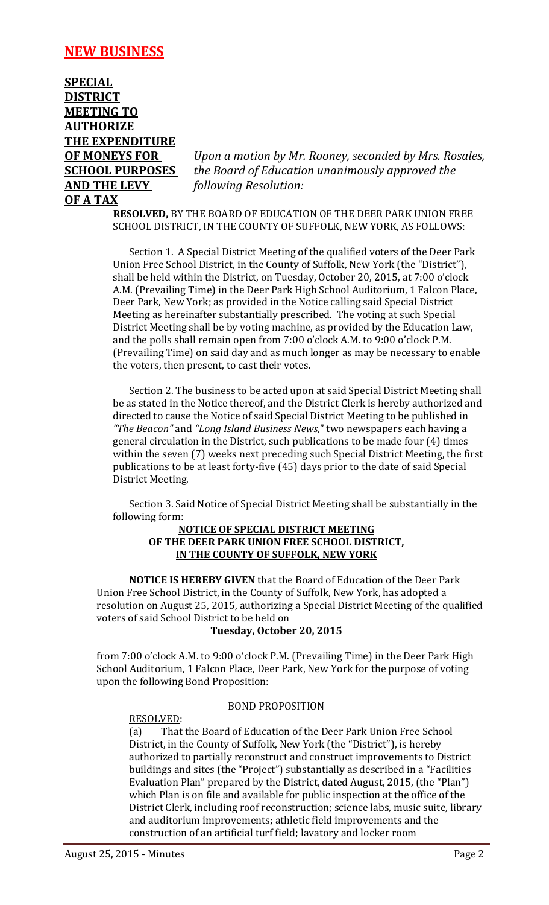## NEW BUSINESS

**SPECIAL DISTRICT MEETING TO AUTHORIZE THE EXPENDITURE OF MONEYS FOR SCHOOL PURPOSES AND THE LEVY OF A TAX**

*Upon a motion by Mr. Rooney, seconded by Mrs. Rosales, the Board of Education unanimously approved the following Resolution:*

**RESOLVED,** BY THE BOARD OF EDUCATION OF THE DEER PARK UNION FREE SCHOOL DISTRICT, IN THE COUNTY OF SUFFOLK, NEW YORK, AS FOLLOWS:

Section 1. A Special District Meeting of the qualified voters of the Deer Park Union Free School District, in the County of Suffolk, New York (the "District"), shall be held within the District, on Tuesday, October 20, 2015, at 7:00 o'clock A.M. (Prevailing Time) in the Deer Park High School Auditorium, 1 Falcon Place, Deer Park, New York; as provided in the Notice calling said Special District Meeting as hereinafter substantially prescribed. The voting at such Special District Meeting shall be by voting machine, as provided by the Education Law, and the polls shall remain open from 7:00 o'clock A.M. to 9:00 o'clock P.M. (Prevailing Time) on said day and as much longer as may be necessary to enable the voters, then present, to cast their votes.

Section 2. The business to be acted upon at said Special District Meeting shall be as stated in the Notice thereof, and the District Clerk is hereby authorized and directed to cause the Notice of said Special District Meeting to be published in *"The Beacon"* and *"Long Island Business News*," two newspapers each having a general circulation in the District, such publications to be made four (4) times within the seven (7) weeks next preceding such Special District Meeting, the first publications to be at least forty-five (45) days prior to the date of said Special District Meeting.

Section 3. Said Notice of Special District Meeting shall be substantially in the following form:

**NOTICE OF SPECIAL DISTRICT MEETING**
**OF THE DEER PARK UNION FREE SCHOOL DISTRICT,**
**IN THE COUNTY OF SUFFOLK, NEW YORK**

**NOTICE IS HEREBY GIVEN** that the Board of Education of the Deer Park Union Free School District, in the County of Suffolk, New York, has adopted a resolution on August 25, 2015, authorizing a Special District Meeting of the qualified voters of said School District to be held on

**Tuesday, October 20, 2015**

from 7:00 o'clock A.M. to 9:00 o'clock P.M. (Prevailing Time) in the Deer Park High School Auditorium, 1 Falcon Place, Deer Park, New York for the purpose of voting upon the following Bond Proposition:

BOND PROPOSITION

RESOLVED:

(a) That the Board of Education of the Deer Park Union Free School District, in the County of Suffolk, New York (the "District"), is hereby authorized to partially reconstruct and construct improvements to District buildings and sites (the "Project") substantially as described in a "Facilities Evaluation Plan" prepared by the District, dated August, 2015, (the "Plan") which Plan is on file and available for public inspection at the office of the District Clerk, including roof reconstruction; science labs, music suite, library and auditorium improvements; athletic field improvements and the construction of an artificial turf field; lavatory and locker room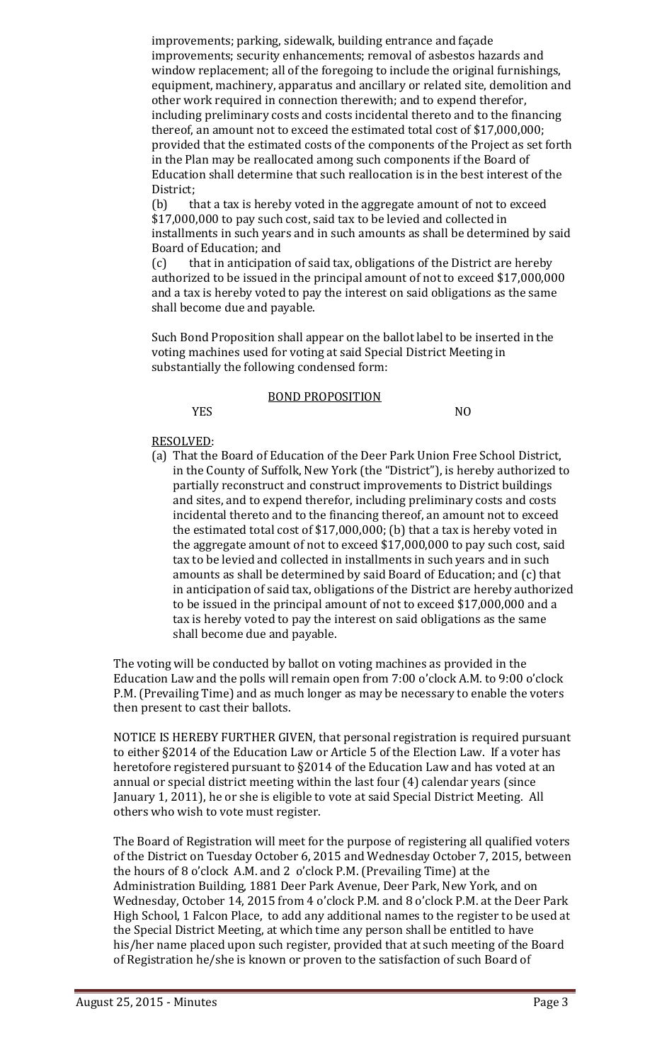improvements; parking, sidewalk, building entrance and façade improvements; security enhancements; removal of asbestos hazards and window replacement; all of the foregoing to include the original furnishings, equipment, machinery, apparatus and ancillary or related site, demolition and other work required in connection therewith; and to expend therefor, including preliminary costs and costs incidental thereto and to the financing thereof, an amount not to exceed the estimated total cost of $17,000,000; provided that the estimated costs of the components of the Project as set forth in the Plan may be reallocated among such components if the Board of Education shall determine that such reallocation is in the best interest of the District;

(b) that a tax is hereby voted in the aggregate amount of not to exceed $17,000,000 to pay such cost, said tax to be levied and collected in installments in such years and in such amounts as shall be determined by said Board of Education; and

(c) that in anticipation of said tax, obligations of the District are hereby authorized to be issued in the principal amount of not to exceed $17,000,000 and a tax is hereby voted to pay the interest on said obligations as the same shall become due and payable.

Such Bond Proposition shall appear on the ballot label to be inserted in the voting machines used for voting at said Special District Meeting in substantially the following condensed form:

BOND PROPOSITION

YES NO

RESOLVED:

(a) That the Board of Education of the Deer Park Union Free School District, in the County of Suffolk, New York (the "District"), is hereby authorized to partially reconstruct and construct improvements to District buildings and sites, and to expend therefor, including preliminary costs and costs incidental thereto and to the financing thereof, an amount not to exceed the estimated total cost of $17,000,000; (b) that a tax is hereby voted in the aggregate amount of not to exceed $17,000,000 to pay such cost, said tax to be levied and collected in installments in such years and in such amounts as shall be determined by said Board of Education; and (c) that in anticipation of said tax, obligations of the District are hereby authorized to be issued in the principal amount of not to exceed $17,000,000 and a tax is hereby voted to pay the interest on said obligations as the same shall become due and payable.

The voting will be conducted by ballot on voting machines as provided in the Education Law and the polls will remain open from 7:00 o'clock A.M. to 9:00 o'clock P.M. (Prevailing Time) and as much longer as may be necessary to enable the voters then present to cast their ballots.

NOTICE IS HEREBY FURTHER GIVEN, that personal registration is required pursuant to either §2014 of the Education Law or Article 5 of the Election Law. If a voter has heretofore registered pursuant to §2014 of the Education Law and has voted at an annual or special district meeting within the last four (4) calendar years (since January 1, 2011), he or she is eligible to vote at said Special District Meeting. All others who wish to vote must register.

The Board of Registration will meet for the purpose of registering all qualified voters of the District on Tuesday October 6, 2015 and Wednesday October 7, 2015, between the hours of 8 o'clock A.M. and 2 o'clock P.M. (Prevailing Time) at the Administration Building, 1881 Deer Park Avenue, Deer Park, New York, and on Wednesday, October 14, 2015 from 4 o'clock P.M. and 8 o'clock P.M. at the Deer Park High School, 1 Falcon Place, to add any additional names to the register to be used at the Special District Meeting, at which time any person shall be entitled to have his/her name placed upon such register, provided that at such meeting of the Board of Registration he/she is known or proven to the satisfaction of such Board of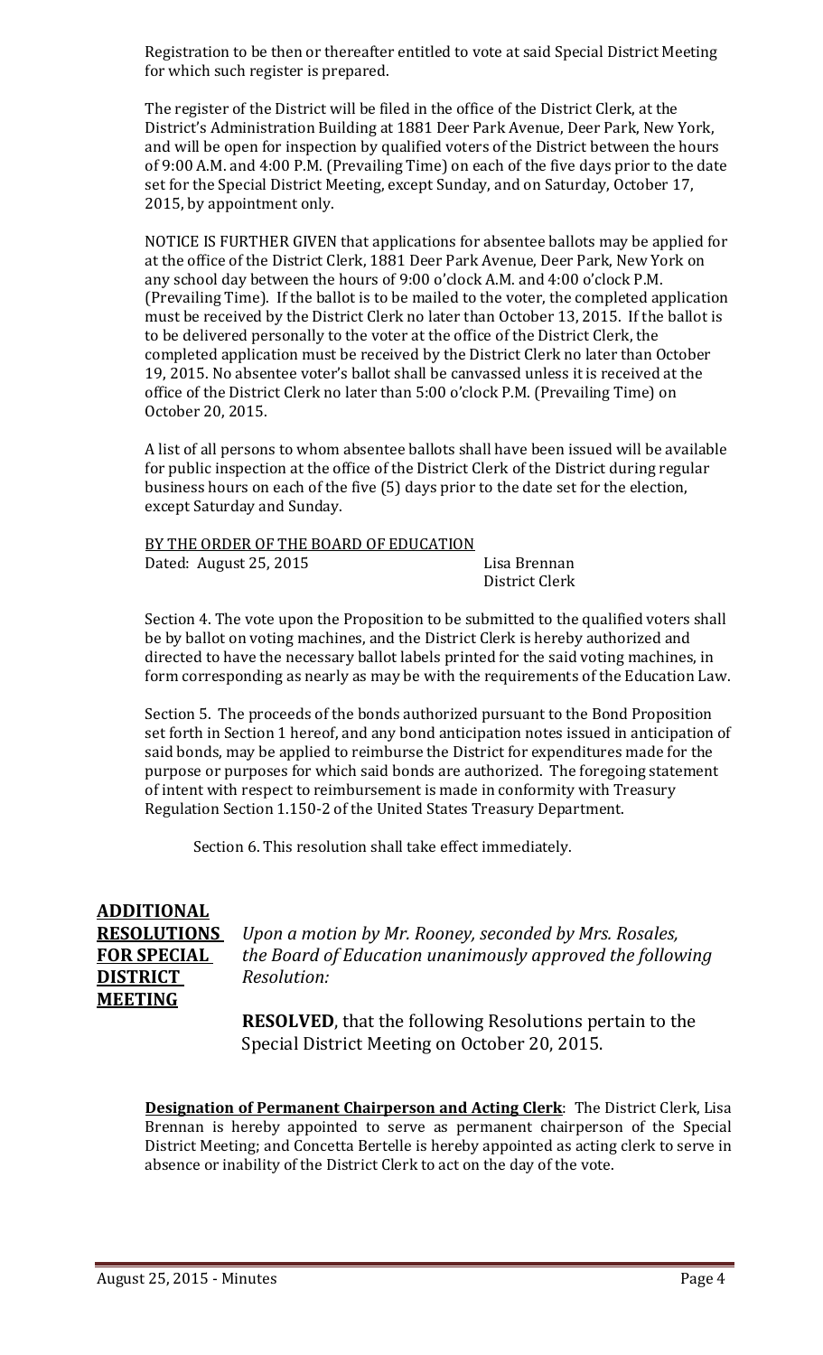Registration to be then or thereafter entitled to vote at said Special District Meeting for which such register is prepared.

The register of the District will be filed in the office of the District Clerk, at the District's Administration Building at 1881 Deer Park Avenue, Deer Park, New York, and will be open for inspection by qualified voters of the District between the hours of 9:00 A.M. and 4:00 P.M. (Prevailing Time) on each of the five days prior to the date set for the Special District Meeting, except Sunday, and on Saturday, October 17, 2015, by appointment only.

NOTICE IS FURTHER GIVEN that applications for absentee ballots may be applied for at the office of the District Clerk, 1881 Deer Park Avenue, Deer Park, New York on any school day between the hours of 9:00 o'clock A.M. and 4:00 o'clock P.M. (Prevailing Time). If the ballot is to be mailed to the voter, the completed application must be received by the District Clerk no later than October 13, 2015. If the ballot is to be delivered personally to the voter at the office of the District Clerk, the completed application must be received by the District Clerk no later than October 19, 2015. No absentee voter's ballot shall be canvassed unless it is received at the office of the District Clerk no later than 5:00 o'clock P.M. (Prevailing Time) on October 20, 2015.

A list of all persons to whom absentee ballots shall have been issued will be available for public inspection at the office of the District Clerk of the District during regular business hours on each of the five (5) days prior to the date set for the election, except Saturday and Sunday.

BY THE ORDER OF THE BOARD OF EDUCATION
Dated: August 25, 2015 — Lisa Brennan, District Clerk

Section 4. The vote upon the Proposition to be submitted to the qualified voters shall be by ballot on voting machines, and the District Clerk is hereby authorized and directed to have the necessary ballot labels printed for the said voting machines, in form corresponding as nearly as may be with the requirements of the Education Law.

Section 5. The proceeds of the bonds authorized pursuant to the Bond Proposition set forth in Section 1 hereof, and any bond anticipation notes issued in anticipation of said bonds, may be applied to reimburse the District for expenditures made for the purpose or purposes for which said bonds are authorized. The foregoing statement of intent with respect to reimbursement is made in conformity with Treasury Regulation Section 1.150-2 of the United States Treasury Department.

Section 6. This resolution shall take effect immediately.

**ADDITIONAL RESOLUTIONS FOR SPECIAL DISTRICT MEETING**

*Upon a motion by Mr. Rooney, seconded by Mrs. Rosales, the Board of Education unanimously approved the following Resolution:*

**RESOLVED**, that the following Resolutions pertain to the Special District Meeting on October 20, 2015.

**Designation of Permanent Chairperson and Acting Clerk**: The District Clerk, Lisa Brennan is hereby appointed to serve as permanent chairperson of the Special District Meeting; and Concetta Bertelle is hereby appointed as acting clerk to serve in absence or inability of the District Clerk to act on the day of the vote.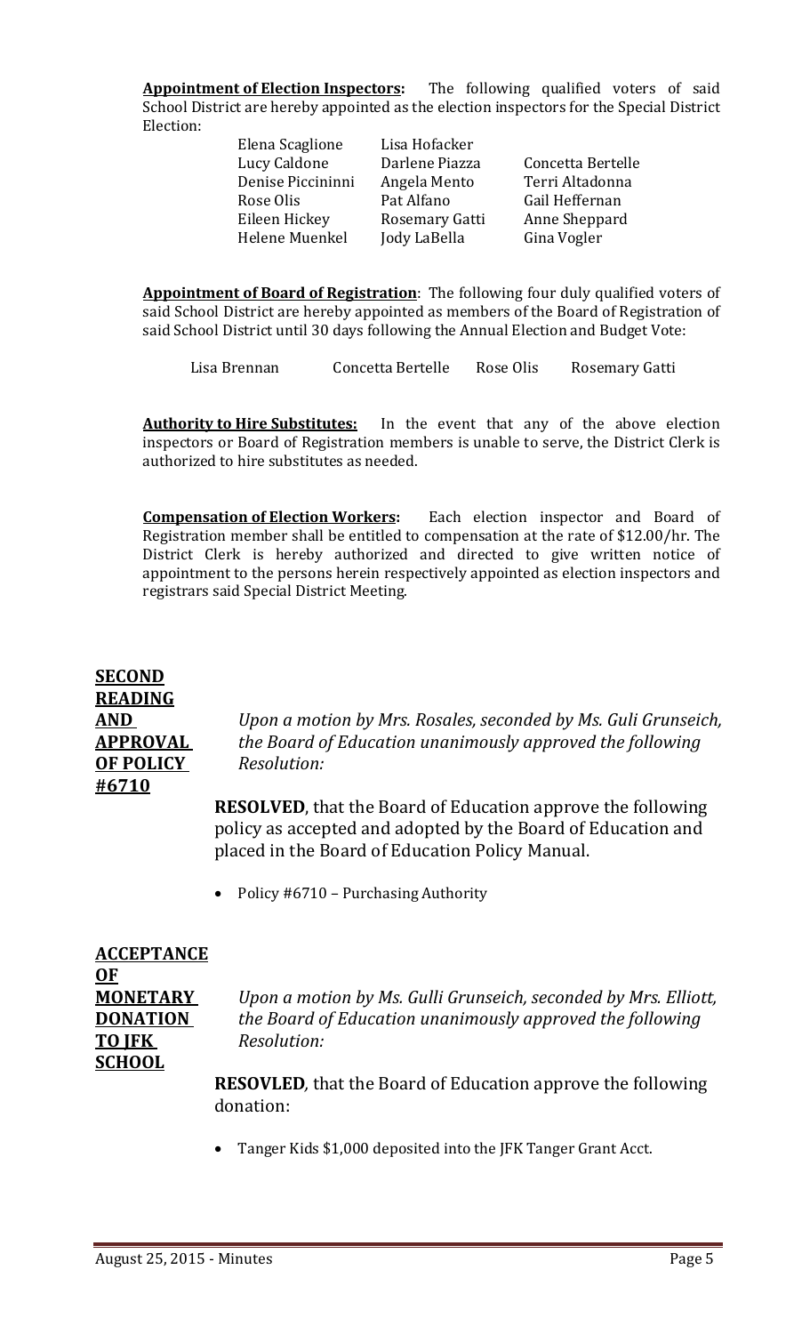**Appointment of Election Inspectors:** The following qualified voters of said School District are hereby appointed as the election inspectors for the Special District Election:

| | | |
|---|---|---|
| Elena Scaglione | Lisa Hofacker | |
| Lucy Caldone | Darlene Piazza | Concetta Bertelle |
| Denise Piccininni | Angela Mento | Terri Altadonna |
| Rose Olis | Pat Alfano | Gail Heffernan |
| Eileen Hickey | Rosemary Gatti | Anne Sheppard |
| Helene Muenkel | Jody LaBella | Gina Vogler |

**Appointment of Board of Registration**: The following four duly qualified voters of said School District are hereby appointed as members of the Board of Registration of said School District until 30 days following the Annual Election and Budget Vote:

Lisa Brennan    Concetta Bertelle    Rose Olis    Rosemary Gatti

**Authority to Hire Substitutes:** In the event that any of the above election inspectors or Board of Registration members is unable to serve, the District Clerk is authorized to hire substitutes as needed.

**Compensation of Election Workers:** Each election inspector and Board of Registration member shall be entitled to compensation at the rate of $12.00/hr. The District Clerk is hereby authorized and directed to give written notice of appointment to the persons herein respectively appointed as election inspectors and registrars said Special District Meeting.

**SECOND READING AND APPROVAL OF POLICY #6710**

*Upon a motion by Mrs. Rosales, seconded by Ms. Guli Grunseich, the Board of Education unanimously approved the following Resolution:*

**RESOLVED**, that the Board of Education approve the following policy as accepted and adopted by the Board of Education and placed in the Board of Education Policy Manual.

- Policy #6710 – Purchasing Authority

**ACCEPTANCE OF MONETARY DONATION TO JFK SCHOOL**

*Upon a motion by Ms. Gulli Grunseich, seconded by Mrs. Elliott, the Board of Education unanimously approved the following Resolution:*

**RESOVLED**, that the Board of Education approve the following donation:

- Tanger Kids $1,000 deposited into the JFK Tanger Grant Acct.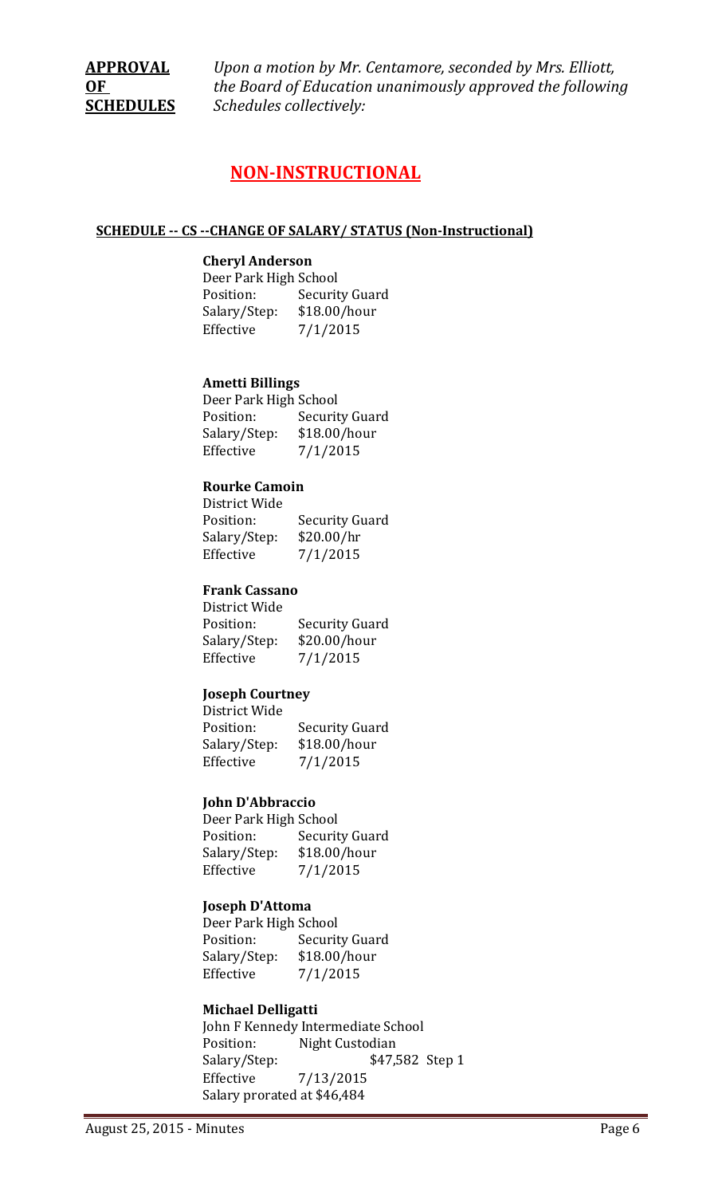**APPROVAL OF SCHEDULES** *Upon a motion by Mr. Centamore, seconded by Mrs. Elliott, the Board of Education unanimously approved the following Schedules collectively:*

## NON-INSTRUCTIONAL

### SCHEDULE -- CS --CHANGE OF SALARY/ STATUS (Non-Instructional)

**Cheryl Anderson**
Deer Park High School
Position: Security Guard
Salary/Step: $18.00/hour
Effective 7/1/2015

**Ametti Billings**
Deer Park High School
Position: Security Guard
Salary/Step: $18.00/hour
Effective 7/1/2015

**Rourke Camoin**
District Wide
Position: Security Guard
Salary/Step: $20.00/hr
Effective 7/1/2015

**Frank Cassano**
District Wide
Position: Security Guard
Salary/Step: $20.00/hour
Effective 7/1/2015

**Joseph Courtney**
District Wide
Position: Security Guard
Salary/Step: $18.00/hour
Effective 7/1/2015

**John D'Abbraccio**
Deer Park High School
Position: Security Guard
Salary/Step: $18.00/hour
Effective 7/1/2015

**Joseph D'Attoma**
Deer Park High School
Position: Security Guard
Salary/Step: $18.00/hour
Effective 7/1/2015

**Michael Delligatti**
John F Kennedy Intermediate School
Position: Night Custodian
Salary/Step: $47,582 Step 1
Effective 7/13/2015
Salary prorated at $46,484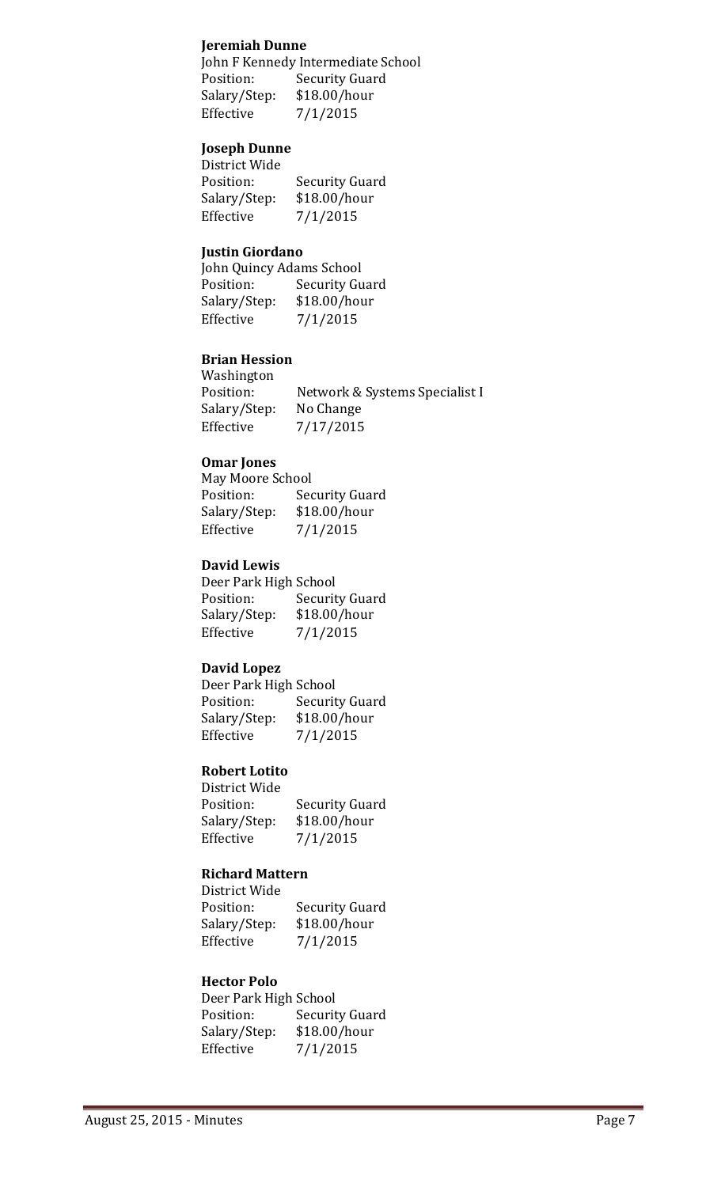**Jeremiah Dunne**
John F Kennedy Intermediate School
Position: Security Guard
Salary/Step: $18.00/hour
Effective 7/1/2015

**Joseph Dunne**
District Wide
Position: Security Guard
Salary/Step: $18.00/hour
Effective 7/1/2015

**Justin Giordano**
John Quincy Adams School
Position: Security Guard
Salary/Step: $18.00/hour
Effective 7/1/2015

**Brian Hession**
Washington
Position: Network & Systems Specialist I
Salary/Step: No Change
Effective 7/17/2015

**Omar Jones**
May Moore School
Position: Security Guard
Salary/Step: $18.00/hour
Effective 7/1/2015

**David Lewis**
Deer Park High School
Position: Security Guard
Salary/Step: $18.00/hour
Effective 7/1/2015

**David Lopez**
Deer Park High School
Position: Security Guard
Salary/Step: $18.00/hour
Effective 7/1/2015

**Robert Lotito**
District Wide
Position: Security Guard
Salary/Step: $18.00/hour
Effective 7/1/2015

**Richard Mattern**
District Wide
Position: Security Guard
Salary/Step: $18.00/hour
Effective 7/1/2015

**Hector Polo**
Deer Park High School
Position: Security Guard
Salary/Step: $18.00/hour
Effective 7/1/2015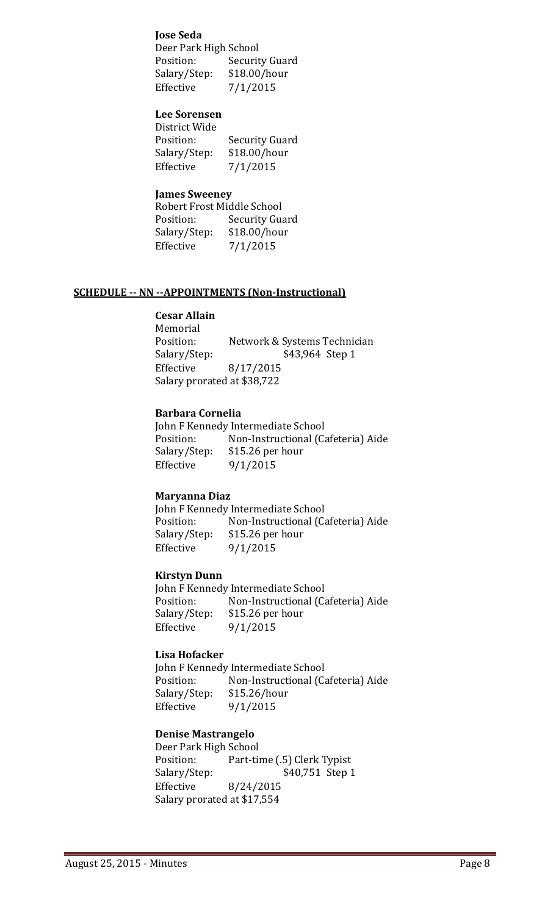**Jose Seda**
Deer Park High School
Position: Security Guard
Salary/Step: $18.00/hour
Effective 7/1/2015

**Lee Sorensen**
District Wide
Position: Security Guard
Salary/Step: $18.00/hour
Effective 7/1/2015

**James Sweeney**
Robert Frost Middle School
Position: Security Guard
Salary/Step: $18.00/hour
Effective 7/1/2015

**SCHEDULE -- NN --APPOINTMENTS (Non-Instructional)**

**Cesar Allain**
Memorial
Position: Network & Systems Technician
Salary/Step: $43,964 Step 1
Effective 8/17/2015
Salary prorated at $38,722

**Barbara Cornelia**
John F Kennedy Intermediate School
Position: Non-Instructional (Cafeteria) Aide
Salary/Step: $15.26 per hour
Effective 9/1/2015

**Maryanna Diaz**
John F Kennedy Intermediate School
Position: Non-Instructional (Cafeteria) Aide
Salary/Step: $15.26 per hour
Effective 9/1/2015

**Kirstyn Dunn**
John F Kennedy Intermediate School
Position: Non-Instructional (Cafeteria) Aide
Salary/Step: $15.26 per hour
Effective 9/1/2015

**Lisa Hofacker**
John F Kennedy Intermediate School
Position: Non-Instructional (Cafeteria) Aide
Salary/Step: $15.26/hour
Effective 9/1/2015

**Denise Mastrangelo**
Deer Park High School
Position: Part-time (.5) Clerk Typist
Salary/Step: $40,751 Step 1
Effective 8/24/2015
Salary prorated at $17,554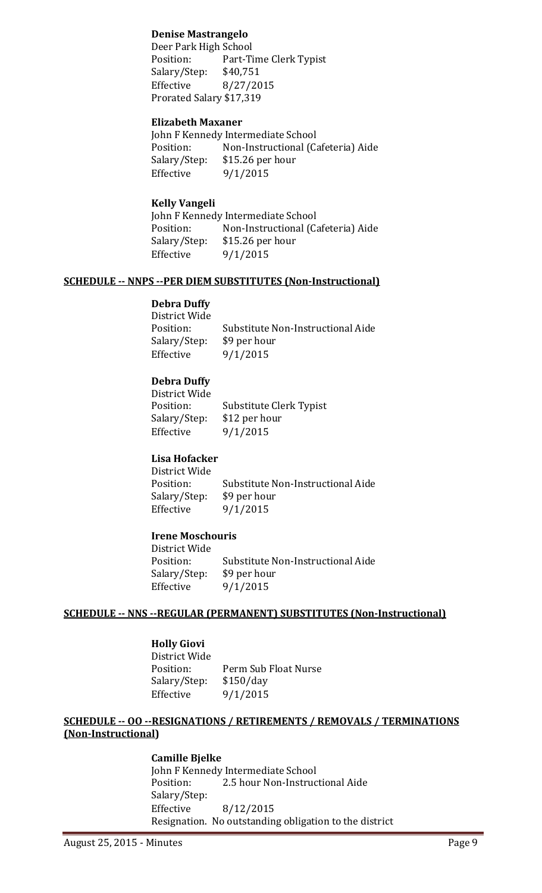**Denise Mastrangelo**
Deer Park High School
Position: Part-Time Clerk Typist
Salary/Step: $40,751
Effective 8/27/2015
Prorated Salary $17,319

**Elizabeth Maxaner**
John F Kennedy Intermediate School
Position: Non-Instructional (Cafeteria) Aide
Salary/Step: $15.26 per hour
Effective 9/1/2015

**Kelly Vangeli**
John F Kennedy Intermediate School
Position: Non-Instructional (Cafeteria) Aide
Salary/Step: $15.26 per hour
Effective 9/1/2015

**SCHEDULE -- NNPS --PER DIEM SUBSTITUTES (Non-Instructional)**

**Debra Duffy**
District Wide
Position: Substitute Non-Instructional Aide
Salary/Step: $9 per hour
Effective 9/1/2015

**Debra Duffy**
District Wide
Position: Substitute Clerk Typist
Salary/Step: $12 per hour
Effective 9/1/2015

**Lisa Hofacker**
District Wide
Position: Substitute Non-Instructional Aide
Salary/Step: $9 per hour
Effective 9/1/2015

**Irene Moschouris**
District Wide
Position: Substitute Non-Instructional Aide
Salary/Step: $9 per hour
Effective 9/1/2015

**SCHEDULE -- NNS --REGULAR (PERMANENT) SUBSTITUTES (Non-Instructional)**

**Holly Giovi**
District Wide
Position: Perm Sub Float Nurse
Salary/Step: $150/day
Effective 9/1/2015

**SCHEDULE -- OO --RESIGNATIONS / RETIREMENTS / REMOVALS / TERMINATIONS (Non-Instructional)**

**Camille Bjelke**
John F Kennedy Intermediate School
Position: 2.5 hour Non-Instructional Aide
Salary/Step:
Effective 8/12/2015
Resignation. No outstanding obligation to the district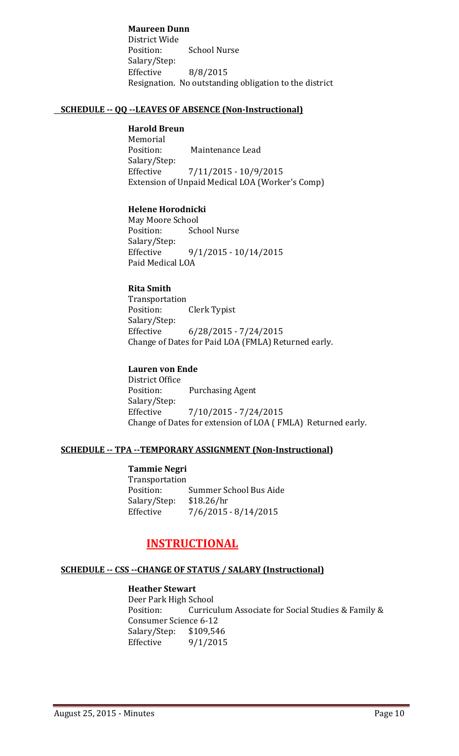**Maureen Dunn**
District Wide
Position: School Nurse
Salary/Step:
Effective 8/8/2015
Resignation. No outstanding obligation to the district

**SCHEDULE -- QQ --LEAVES OF ABSENCE (Non-Instructional)**

**Harold Breun**
Memorial
Position: Maintenance Lead
Salary/Step:
Effective 7/11/2015 - 10/9/2015
Extension of Unpaid Medical LOA (Worker's Comp)

**Helene Horodnicki**
May Moore School
Position: School Nurse
Salary/Step:
Effective 9/1/2015 - 10/14/2015
Paid Medical LOA

**Rita Smith**
Transportation
Position: Clerk Typist
Salary/Step:
Effective 6/28/2015 - 7/24/2015
Change of Dates for Paid LOA (FMLA) Returned early.

**Lauren von Ende**
District Office
Position: Purchasing Agent
Salary/Step:
Effective 7/10/2015 - 7/24/2015
Change of Dates for extension of LOA ( FMLA) Returned early.

**SCHEDULE -- TPA --TEMPORARY ASSIGNMENT (Non-Instructional)**

**Tammie Negri**
Transportation
Position: Summer School Bus Aide
Salary/Step: $18.26/hr
Effective 7/6/2015 - 8/14/2015

# INSTRUCTIONAL

**SCHEDULE -- CSS --CHANGE OF STATUS / SALARY (Instructional)**

**Heather Stewart**
Deer Park High School
Position: Curriculum Associate for Social Studies & Family & Consumer Science 6-12
Salary/Step: $109,546
Effective 9/1/2015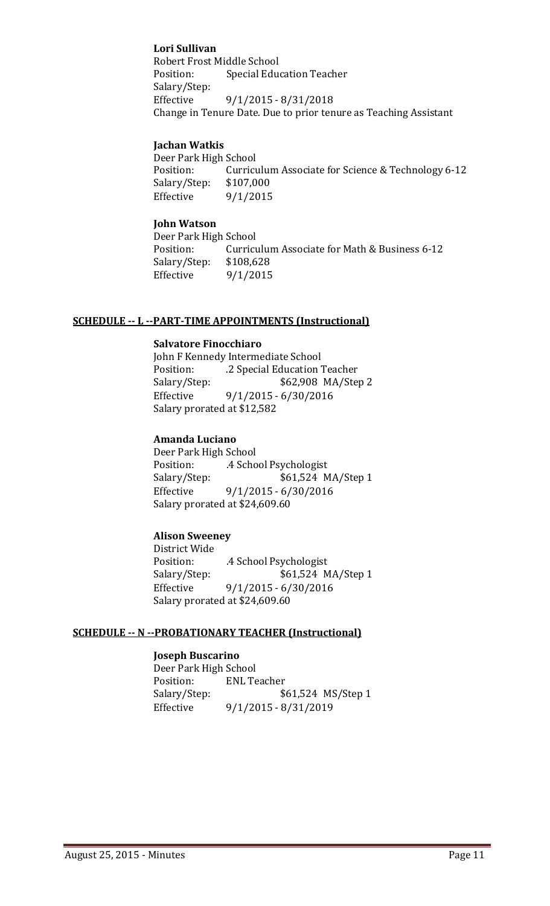**Lori Sullivan**
Robert Frost Middle School
Position: Special Education Teacher
Salary/Step:
Effective 9/1/2015 - 8/31/2018
Change in Tenure Date. Due to prior tenure as Teaching Assistant

**Jachan Watkis**
Deer Park High School
Position: Curriculum Associate for Science & Technology 6-12
Salary/Step: $107,000
Effective 9/1/2015

**John Watson**
Deer Park High School
Position: Curriculum Associate for Math & Business 6-12
Salary/Step: $108,628
Effective 9/1/2015

## SCHEDULE -- L --PART-TIME APPOINTMENTS (Instructional)

**Salvatore Finocchiaro**
John F Kennedy Intermediate School
Position: .2 Special Education Teacher
Salary/Step: $62,908 MA/Step 2
Effective 9/1/2015 - 6/30/2016
Salary prorated at $12,582

**Amanda Luciano**
Deer Park High School
Position: .4 School Psychologist
Salary/Step: $61,524 MA/Step 1
Effective 9/1/2015 - 6/30/2016
Salary prorated at $24,609.60

**Alison Sweeney**
District Wide
Position: .4 School Psychologist
Salary/Step: $61,524 MA/Step 1
Effective 9/1/2015 - 6/30/2016
Salary prorated at $24,609.60

## SCHEDULE -- N --PROBATIONARY TEACHER (Instructional)

**Joseph Buscarino**
Deer Park High School
Position: ENL Teacher
Salary/Step: $61,524 MS/Step 1
Effective 9/1/2015 - 8/31/2019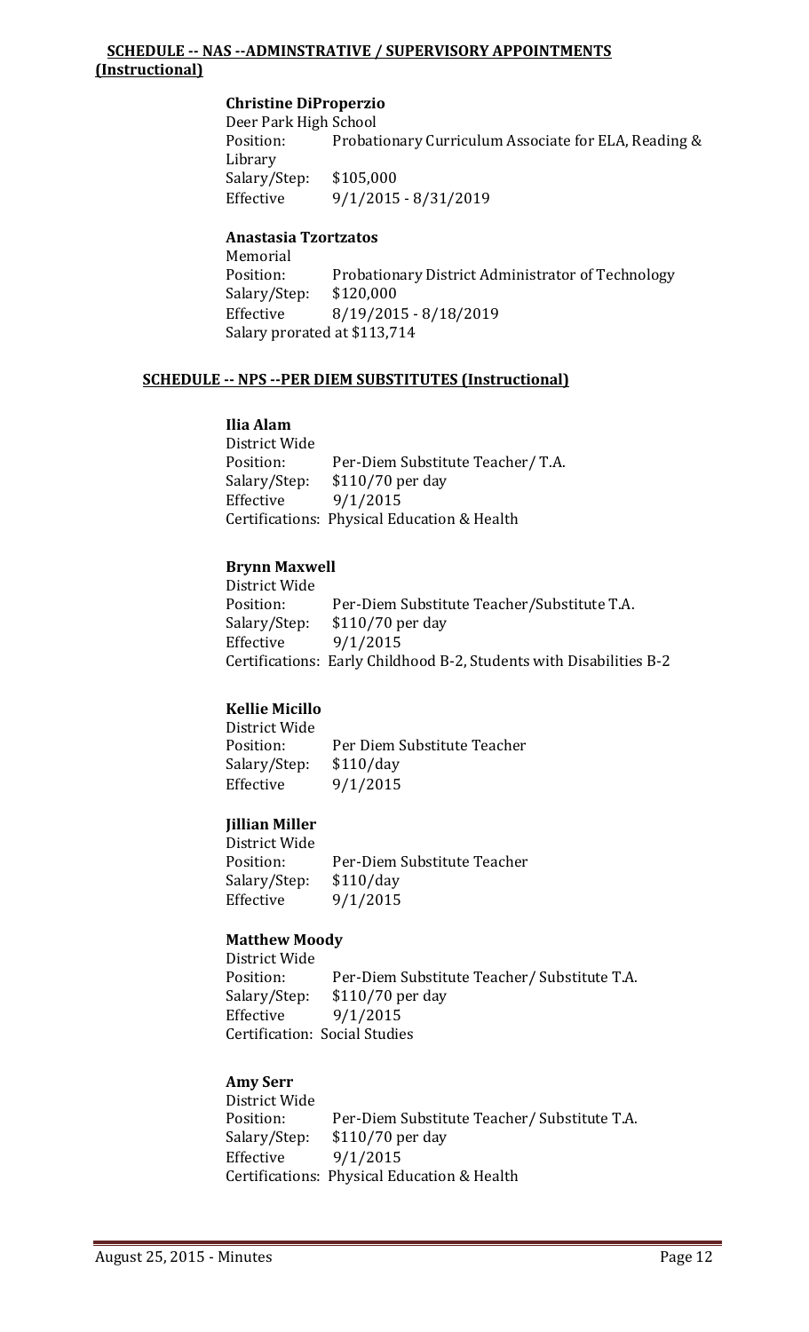**SCHEDULE -- NAS --ADMINSTRATIVE / SUPERVISORY APPOINTMENTS (Instructional)**

**Christine DiProperzio**
Deer Park High School
Position: Probationary Curriculum Associate for ELA, Reading & Library
Salary/Step: $105,000
Effective 9/1/2015 - 8/31/2019

**Anastasia Tzortzatos**
Memorial
Position: Probationary District Administrator of Technology
Salary/Step: $120,000
Effective 8/19/2015 - 8/18/2019
Salary prorated at $113,714

**SCHEDULE -- NPS --PER DIEM SUBSTITUTES (Instructional)**

**Ilia Alam**
District Wide
Position: Per-Diem Substitute Teacher/ T.A.
Salary/Step: $110/70 per day
Effective 9/1/2015
Certifications: Physical Education & Health

**Brynn Maxwell**
District Wide
Position: Per-Diem Substitute Teacher/Substitute T.A.
Salary/Step: $110/70 per day
Effective 9/1/2015
Certifications: Early Childhood B-2, Students with Disabilities B-2

**Kellie Micillo**
District Wide
Position: Per Diem Substitute Teacher
Salary/Step: $110/day
Effective 9/1/2015

**Jillian Miller**
District Wide
Position: Per-Diem Substitute Teacher
Salary/Step: $110/day
Effective 9/1/2015

**Matthew Moody**
District Wide
Position: Per-Diem Substitute Teacher/ Substitute T.A.
Salary/Step: $110/70 per day
Effective 9/1/2015
Certification: Social Studies

**Amy Serr**
District Wide
Position: Per-Diem Substitute Teacher/ Substitute T.A.
Salary/Step: $110/70 per day
Effective 9/1/2015
Certifications: Physical Education & Health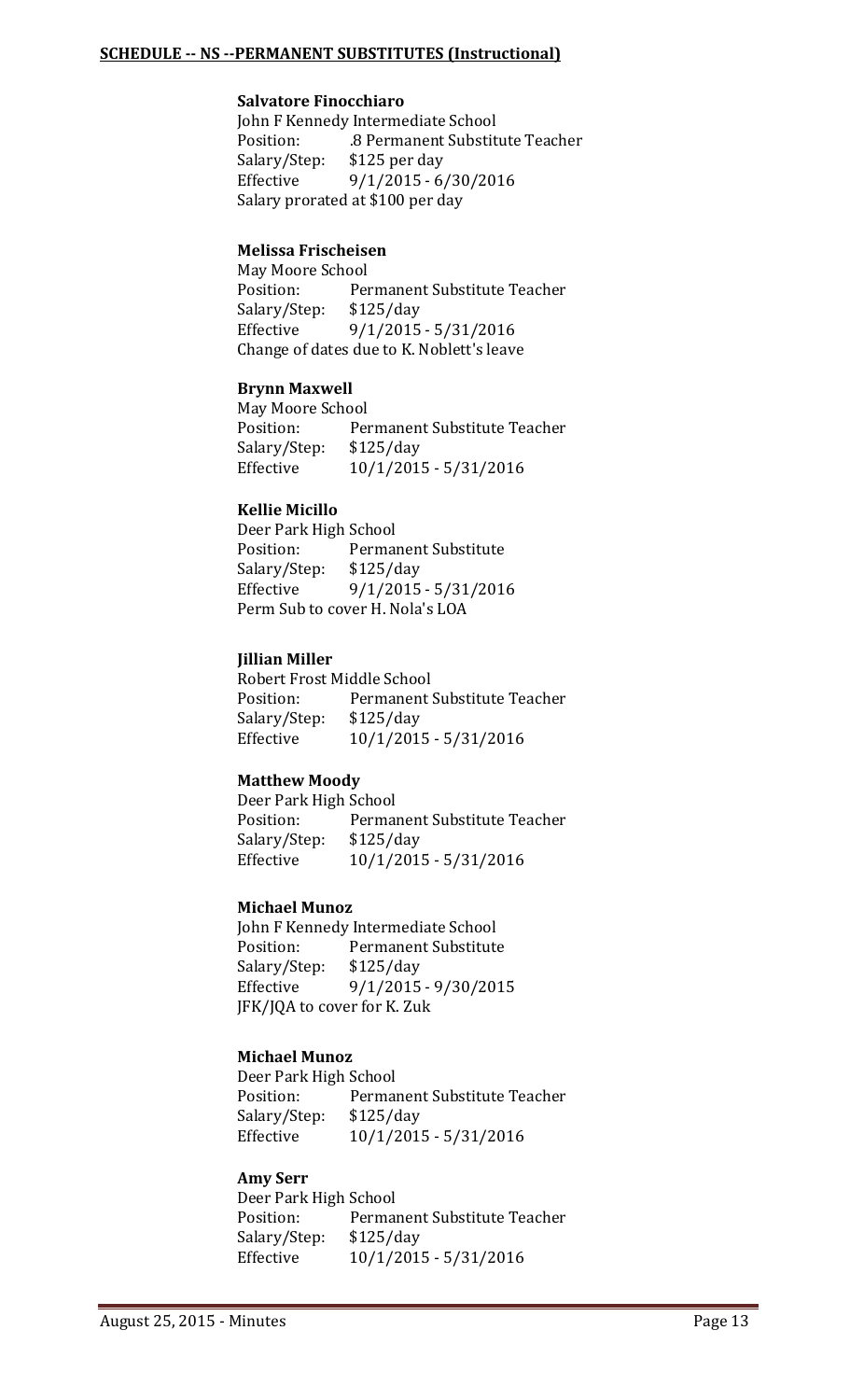**SCHEDULE -- NS --PERMANENT SUBSTITUTES (Instructional)**

**Salvatore Finocchiaro**
John F Kennedy Intermediate School
Position: .8 Permanent Substitute Teacher
Salary/Step: $125 per day
Effective 9/1/2015 - 6/30/2016
Salary prorated at $100 per day

**Melissa Frischeisen**
May Moore School
Position: Permanent Substitute Teacher
Salary/Step: $125/day
Effective 9/1/2015 - 5/31/2016
Change of dates due to K. Noblett's leave

**Brynn Maxwell**
May Moore School
Position: Permanent Substitute Teacher
Salary/Step: $125/day
Effective 10/1/2015 - 5/31/2016

**Kellie Micillo**
Deer Park High School
Position: Permanent Substitute
Salary/Step: $125/day
Effective 9/1/2015 - 5/31/2016
Perm Sub to cover H. Nola's LOA

**Jillian Miller**
Robert Frost Middle School
Position: Permanent Substitute Teacher
Salary/Step: $125/day
Effective 10/1/2015 - 5/31/2016

**Matthew Moody**
Deer Park High School
Position: Permanent Substitute Teacher
Salary/Step: $125/day
Effective 10/1/2015 - 5/31/2016

**Michael Munoz**
John F Kennedy Intermediate School
Position: Permanent Substitute
Salary/Step: $125/day
Effective 9/1/2015 - 9/30/2015
JFK/JQA to cover for K. Zuk

**Michael Munoz**
Deer Park High School
Position: Permanent Substitute Teacher
Salary/Step: $125/day
Effective 10/1/2015 - 5/31/2016

**Amy Serr**
Deer Park High School
Position: Permanent Substitute Teacher
Salary/Step: $125/day
Effective 10/1/2015 - 5/31/2016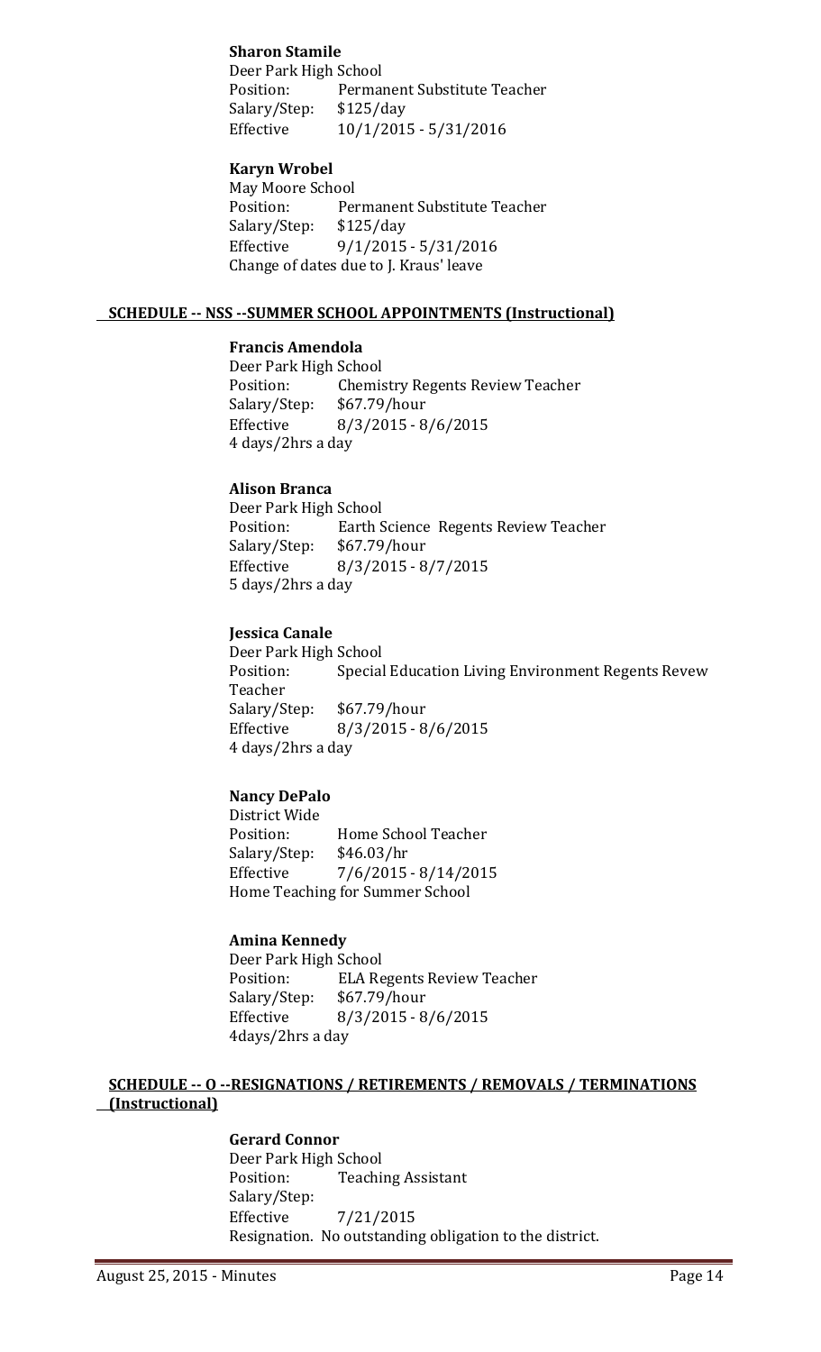**Sharon Stamile**
Deer Park High School
Position: Permanent Substitute Teacher
Salary/Step: $125/day
Effective 10/1/2015 - 5/31/2016

**Karyn Wrobel**
May Moore School
Position: Permanent Substitute Teacher
Salary/Step: $125/day
Effective 9/1/2015 - 5/31/2016
Change of dates due to J. Kraus' leave

**SCHEDULE -- NSS --SUMMER SCHOOL APPOINTMENTS (Instructional)**

**Francis Amendola**
Deer Park High School
Position: Chemistry Regents Review Teacher
Salary/Step: $67.79/hour
Effective 8/3/2015 - 8/6/2015
4 days/2hrs a day

**Alison Branca**
Deer Park High School
Position: Earth Science Regents Review Teacher
Salary/Step: $67.79/hour
Effective 8/3/2015 - 8/7/2015
5 days/2hrs a day

**Jessica Canale**
Deer Park High School
Position: Special Education Living Environment Regents Revew Teacher
Salary/Step: $67.79/hour
Effective 8/3/2015 - 8/6/2015
4 days/2hrs a day

**Nancy DePalo**
District Wide
Position: Home School Teacher
Salary/Step: $46.03/hr
Effective 7/6/2015 - 8/14/2015
Home Teaching for Summer School

**Amina Kennedy**
Deer Park High School
Position: ELA Regents Review Teacher
Salary/Step: $67.79/hour
Effective 8/3/2015 - 8/6/2015
4days/2hrs a day

**SCHEDULE -- O --RESIGNATIONS / RETIREMENTS / REMOVALS / TERMINATIONS (Instructional)**

**Gerard Connor**
Deer Park High School
Position: Teaching Assistant
Salary/Step:
Effective 7/21/2015
Resignation. No outstanding obligation to the district.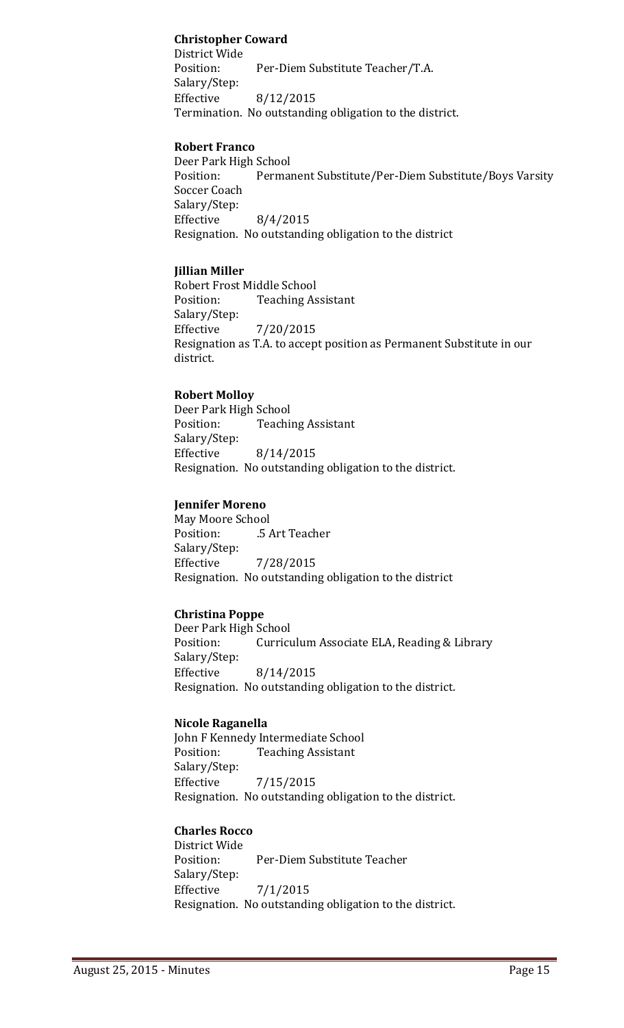**Christopher Coward**
District Wide
Position: Per-Diem Substitute Teacher/T.A.
Salary/Step:
Effective 8/12/2015
Termination. No outstanding obligation to the district.

**Robert Franco**
Deer Park High School
Position: Permanent Substitute/Per-Diem Substitute/Boys Varsity Soccer Coach
Salary/Step:
Effective 8/4/2015
Resignation. No outstanding obligation to the district

**Jillian Miller**
Robert Frost Middle School
Position: Teaching Assistant
Salary/Step:
Effective 7/20/2015
Resignation as T.A. to accept position as Permanent Substitute in our district.

**Robert Molloy**
Deer Park High School
Position: Teaching Assistant
Salary/Step:
Effective 8/14/2015
Resignation. No outstanding obligation to the district.

**Jennifer Moreno**
May Moore School
Position: .5 Art Teacher
Salary/Step:
Effective 7/28/2015
Resignation. No outstanding obligation to the district

**Christina Poppe**
Deer Park High School
Position: Curriculum Associate ELA, Reading & Library
Salary/Step:
Effective 8/14/2015
Resignation. No outstanding obligation to the district.

**Nicole Raganella**
John F Kennedy Intermediate School
Position: Teaching Assistant
Salary/Step:
Effective 7/15/2015
Resignation. No outstanding obligation to the district.

**Charles Rocco**
District Wide
Position: Per-Diem Substitute Teacher
Salary/Step:
Effective 7/1/2015
Resignation. No outstanding obligation to the district.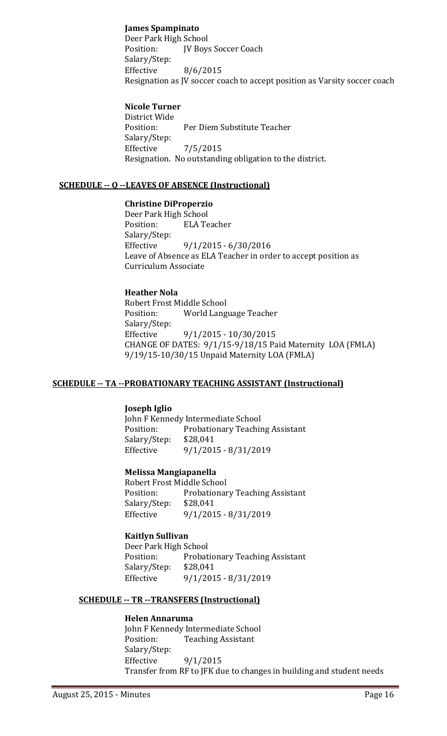**James Spampinato**
Deer Park High School
Position: JV Boys Soccer Coach
Salary/Step:
Effective 8/6/2015
Resignation as JV soccer coach to accept position as Varsity soccer coach

**Nicole Turner**
District Wide
Position: Per Diem Substitute Teacher
Salary/Step:
Effective 7/5/2015
Resignation. No outstanding obligation to the district.

### SCHEDULE -- Q --LEAVES OF ABSENCE (Instructional)

**Christine DiProperzio**
Deer Park High School
Position: ELA Teacher
Salary/Step:
Effective 9/1/2015 - 6/30/2016
Leave of Absence as ELA Teacher in order to accept position as Curriculum Associate

**Heather Nola**
Robert Frost Middle School
Position: World Language Teacher
Salary/Step:
Effective 9/1/2015 - 10/30/2015
CHANGE OF DATES: 9/1/15-9/18/15 Paid Maternity LOA (FMLA)
9/19/15-10/30/15 Unpaid Maternity LOA (FMLA)

### SCHEDULE -- TA --PROBATIONARY TEACHING ASSISTANT (Instructional)

**Joseph Iglio**
John F Kennedy Intermediate School
Position: Probationary Teaching Assistant
Salary/Step: $28,041
Effective 9/1/2015 - 8/31/2019

**Melissa Mangiapanella**
Robert Frost Middle School
Position: Probationary Teaching Assistant
Salary/Step: $28,041
Effective 9/1/2015 - 8/31/2019

**Kaitlyn Sullivan**
Deer Park High School
Position: Probationary Teaching Assistant
Salary/Step: $28,041
Effective 9/1/2015 - 8/31/2019

### SCHEDULE -- TR --TRANSFERS (Instructional)

**Helen Annaruma**
John F Kennedy Intermediate School
Position: Teaching Assistant
Salary/Step:
Effective 9/1/2015
Transfer from RF to JFK due to changes in building and student needs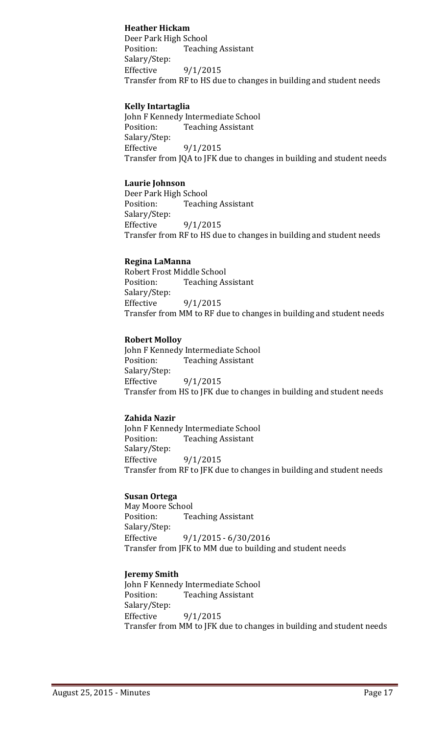**Heather Hickam**
Deer Park High School
Position: Teaching Assistant
Salary/Step:
Effective 9/1/2015
Transfer from RF to HS due to changes in building and student needs

**Kelly Intartaglia**
John F Kennedy Intermediate School
Position: Teaching Assistant
Salary/Step:
Effective 9/1/2015
Transfer from JQA to JFK due to changes in building and student needs

**Laurie Johnson**
Deer Park High School
Position: Teaching Assistant
Salary/Step:
Effective 9/1/2015
Transfer from RF to HS due to changes in building and student needs

**Regina LaManna**
Robert Frost Middle School
Position: Teaching Assistant
Salary/Step:
Effective 9/1/2015
Transfer from MM to RF due to changes in building and student needs

**Robert Molloy**
John F Kennedy Intermediate School
Position: Teaching Assistant
Salary/Step:
Effective 9/1/2015
Transfer from HS to JFK due to changes in building and student needs

**Zahida Nazir**
John F Kennedy Intermediate School
Position: Teaching Assistant
Salary/Step:
Effective 9/1/2015
Transfer from RF to JFK due to changes in building and student needs

**Susan Ortega**
May Moore School
Position: Teaching Assistant
Salary/Step:
Effective 9/1/2015 - 6/30/2016
Transfer from JFK to MM due to building and student needs

**Jeremy Smith**
John F Kennedy Intermediate School
Position: Teaching Assistant
Salary/Step:
Effective 9/1/2015
Transfer from MM to JFK due to changes in building and student needs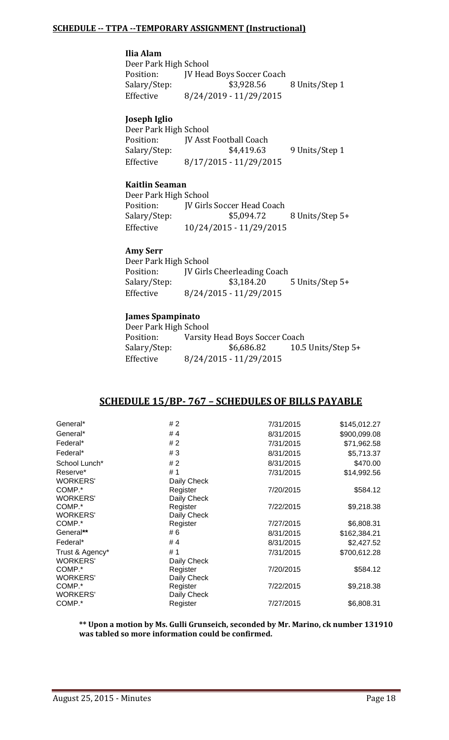**SCHEDULE -- TTPA --TEMPORARY ASSIGNMENT (Instructional)**

**Ilia Alam**
Deer Park High School
Position: JV Head Boys Soccer Coach
Salary/Step: $3,928.56 8 Units/Step 1
Effective 8/24/2019 - 11/29/2015

**Joseph Iglio**
Deer Park High School
Position: JV Asst Football Coach
Salary/Step: $4,419.63 9 Units/Step 1
Effective 8/17/2015 - 11/29/2015

**Kaitlin Seaman**
Deer Park High School
Position: JV Girls Soccer Head Coach
Salary/Step: $5,094.72 8 Units/Step 5+
Effective 10/24/2015 - 11/29/2015

**Amy Serr**
Deer Park High School
Position: JV Girls Cheerleading Coach
Salary/Step: $3,184.20 5 Units/Step 5+
Effective 8/24/2015 - 11/29/2015

**James Spampinato**
Deer Park High School
Position: Varsity Head Boys Soccer Coach
Salary/Step: $6,686.82 10.5 Units/Step 5+
Effective 8/24/2015 - 11/29/2015

## SCHEDULE 15/BP- 767 – SCHEDULES OF BILLS PAYABLE

| | | | |
|---|---|---|---|
| General* | # 2 | 7/31/2015 | $145,012.27 |
| General* | # 4 | 8/31/2015 | $900,099.08 |
| Federal* | # 2 | 7/31/2015 | $71,962.58 |
| Federal* | # 3 | 8/31/2015 | $5,713.37 |
| School Lunch* | # 2 | 8/31/2015 | $470.00 |
| Reserve* | # 1 | 7/31/2015 | $14,992.56 |
| WORKERS' COMP.* | Daily Check Register | 7/20/2015 | $584.12 |
| WORKERS' COMP.* | Daily Check Register | 7/22/2015 | $9,218.38 |
| WORKERS' COMP.* | Daily Check Register | 7/27/2015 | $6,808.31 |
| General** | # 6 | 8/31/2015 | $162,384.21 |
| Federal* | # 4 | 8/31/2015 | $2,427.52 |
| Trust & Agency* | # 1 | 7/31/2015 | $700,612.28 |
| WORKERS' COMP.* | Daily Check Register | 7/20/2015 | $584.12 |
| WORKERS' COMP.* | Daily Check Register | 7/22/2015 | $9,218.38 |
| WORKERS' COMP.* | Daily Check Register | 7/27/2015 | $6,808.31 |

**** Upon a motion by Ms. Gulli Grunseich, seconded by Mr. Marino, ck number 131910 was tabled so more information could be confirmed.**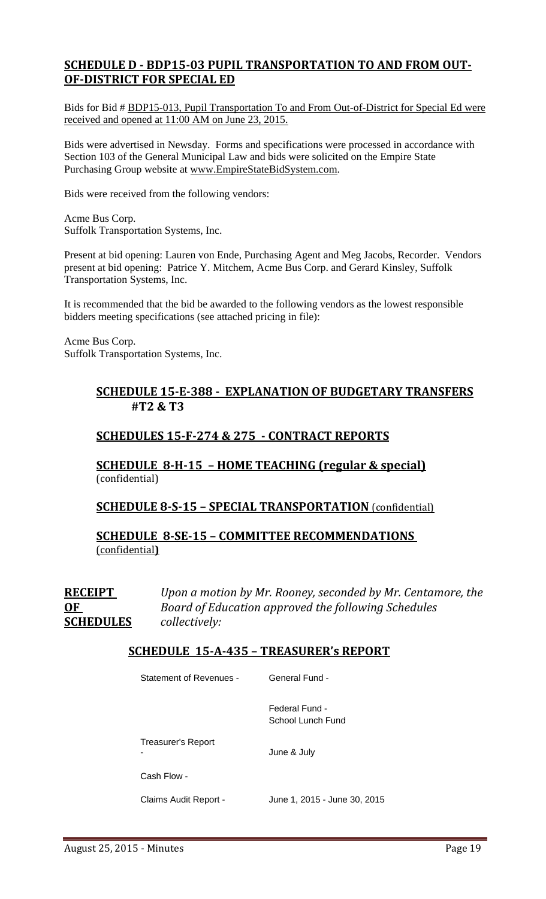## SCHEDULE D - BDP15-03 PUPIL TRANSPORTATION TO AND FROM OUT-OF-DISTRICT FOR SPECIAL ED

Bids for Bid # BDP15-013, Pupil Transportation To and From Out-of-District for Special Ed were received and opened at 11:00 AM on June 23, 2015.

Bids were advertised in Newsday. Forms and specifications were processed in accordance with Section 103 of the General Municipal Law and bids were solicited on the Empire State Purchasing Group website at www.EmpireStateBidSystem.com.

Bids were received from the following vendors:

Acme Bus Corp.
Suffolk Transportation Systems, Inc.

Present at bid opening: Lauren von Ende, Purchasing Agent and Meg Jacobs, Recorder. Vendors present at bid opening: Patrice Y. Mitchem, Acme Bus Corp. and Gerard Kinsley, Suffolk Transportation Systems, Inc.

It is recommended that the bid be awarded to the following vendors as the lowest responsible bidders meeting specifications (see attached pricing in file):

Acme Bus Corp.
Suffolk Transportation Systems, Inc.

## SCHEDULE 15-E-388 - EXPLANATION OF BUDGETARY TRANSFERS #T2 & T3

## SCHEDULES 15-F-274 & 275 - CONTRACT REPORTS

## SCHEDULE 8-H-15 – HOME TEACHING (regular & special)
(confidential)

## SCHEDULE 8-S-15 – SPECIAL TRANSPORTATION (confidential)

## SCHEDULE 8-SE-15 – COMMITTEE RECOMMENDATIONS
(confidential)

**RECEIPT OF SCHEDULES** *Upon a motion by Mr. Rooney, seconded by Mr. Centamore, the Board of Education approved the following Schedules collectively:*

## SCHEDULE 15-A-435 – TREASURER's REPORT

| | |
|---|---|
| Statement of Revenues - | General Fund - |
| | Federal Fund - School Lunch Fund |
| Treasurer's Report - | June & July |
| Cash Flow - | |
| Claims Audit Report - | June 1, 2015 - June 30, 2015 |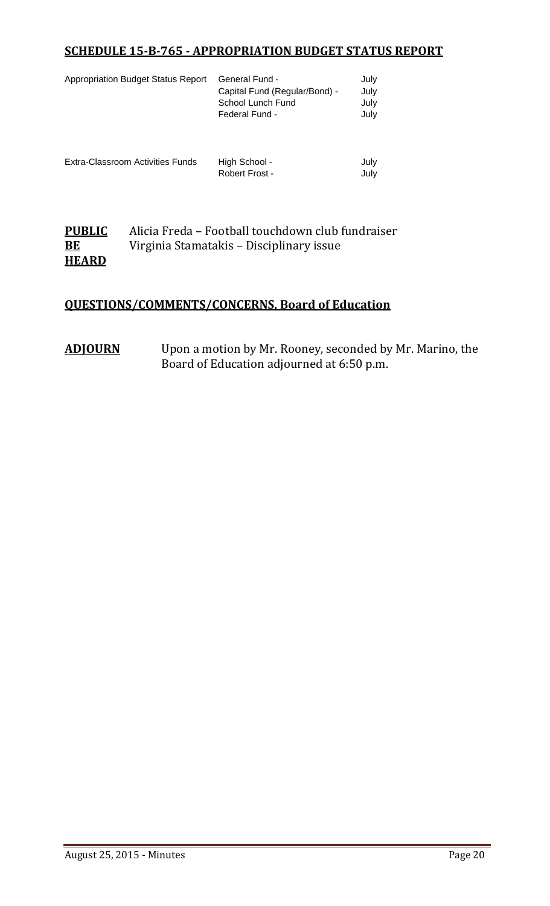## SCHEDULE 15-B-765 - APPROPRIATION BUDGET STATUS REPORT

| | | |
|---|---|---|
| Appropriation Budget Status Report | General Fund - | July |
| | Capital Fund (Regular/Bond) - | July |
| | School Lunch Fund | July |
| | Federal Fund - | July |
| Extra-Classroom Activities Funds | High School - | July |
| | Robert Frost - | July |

**PUBLIC BE HEARD**

Alicia Freda – Football touchdown club fundraiser
Virginia Stamatakis – Disciplinary issue

## QUESTIONS/COMMENTS/CONCERNS, Board of Education

**ADJOURN** Upon a motion by Mr. Rooney, seconded by Mr. Marino, the Board of Education adjourned at 6:50 p.m.